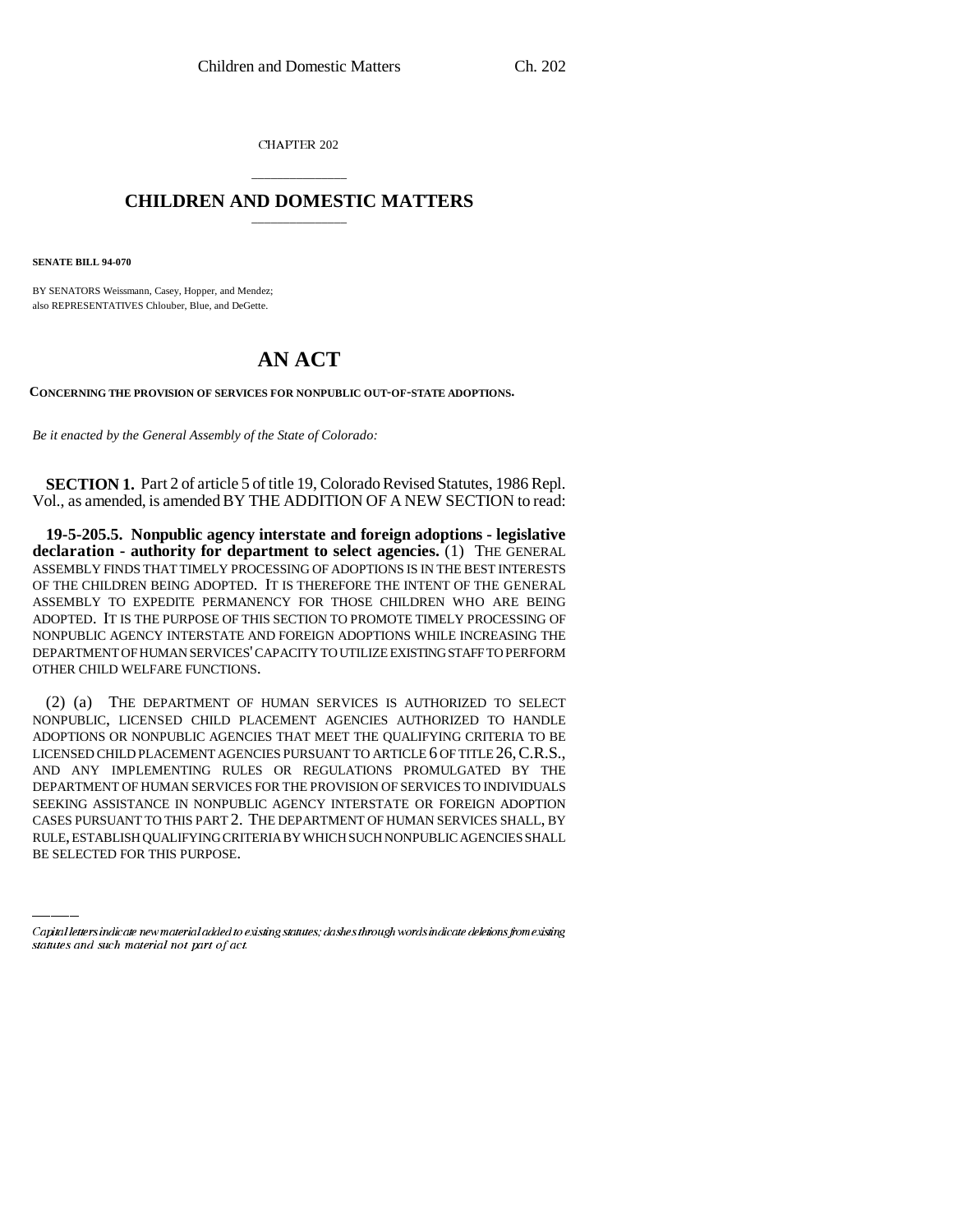CHAPTER 202

# CHILDREN AND DOMESTIC MATTERS

**SENATE BILL 94-070**

BY SENATORS Weissmann, Casey, Hopper, and Mendez;
also REPRESENTATIVES Chlouber, Blue, and DeGette.

# AN ACT

**CONCERNING THE PROVISION OF SERVICES FOR NONPUBLIC OUT-OF-STATE ADOPTIONS.**

*Be it enacted by the General Assembly of the State of Colorado:*

**SECTION 1.** Part 2 of article 5 of title 19, Colorado Revised Statutes, 1986 Repl. Vol., as amended, is amended BY THE ADDITION OF A NEW SECTION to read:

**19-5-205.5. Nonpublic agency interstate and foreign adoptions - legislative declaration - authority for department to select agencies.** (1) THE GENERAL ASSEMBLY FINDS THAT TIMELY PROCESSING OF ADOPTIONS IS IN THE BEST INTERESTS OF THE CHILDREN BEING ADOPTED. IT IS THEREFORE THE INTENT OF THE GENERAL ASSEMBLY TO EXPEDITE PERMANENCY FOR THOSE CHILDREN WHO ARE BEING ADOPTED. IT IS THE PURPOSE OF THIS SECTION TO PROMOTE TIMELY PROCESSING OF NONPUBLIC AGENCY INTERSTATE AND FOREIGN ADOPTIONS WHILE INCREASING THE DEPARTMENT OF HUMAN SERVICES' CAPACITY TO UTILIZE EXISTING STAFF TO PERFORM OTHER CHILD WELFARE FUNCTIONS.

(2) (a) THE DEPARTMENT OF HUMAN SERVICES IS AUTHORIZED TO SELECT NONPUBLIC, LICENSED CHILD PLACEMENT AGENCIES AUTHORIZED TO HANDLE ADOPTIONS OR NONPUBLIC AGENCIES THAT MEET THE QUALIFYING CRITERIA TO BE LICENSED CHILD PLACEMENT AGENCIES PURSUANT TO ARTICLE 6 OF TITLE 26, C.R.S., AND ANY IMPLEMENTING RULES OR REGULATIONS PROMULGATED BY THE DEPARTMENT OF HUMAN SERVICES FOR THE PROVISION OF SERVICES TO INDIVIDUALS SEEKING ASSISTANCE IN NONPUBLIC AGENCY INTERSTATE OR FOREIGN ADOPTION CASES PURSUANT TO THIS PART 2. THE DEPARTMENT OF HUMAN SERVICES SHALL, BY RULE, ESTABLISH QUALIFYING CRITERIA BY WHICH SUCH NONPUBLIC AGENCIES SHALL BE SELECTED FOR THIS PURPOSE.

*Capital letters indicate new material added to existing statutes; dashes through words indicate deletions from existing statutes and such material not part of act.*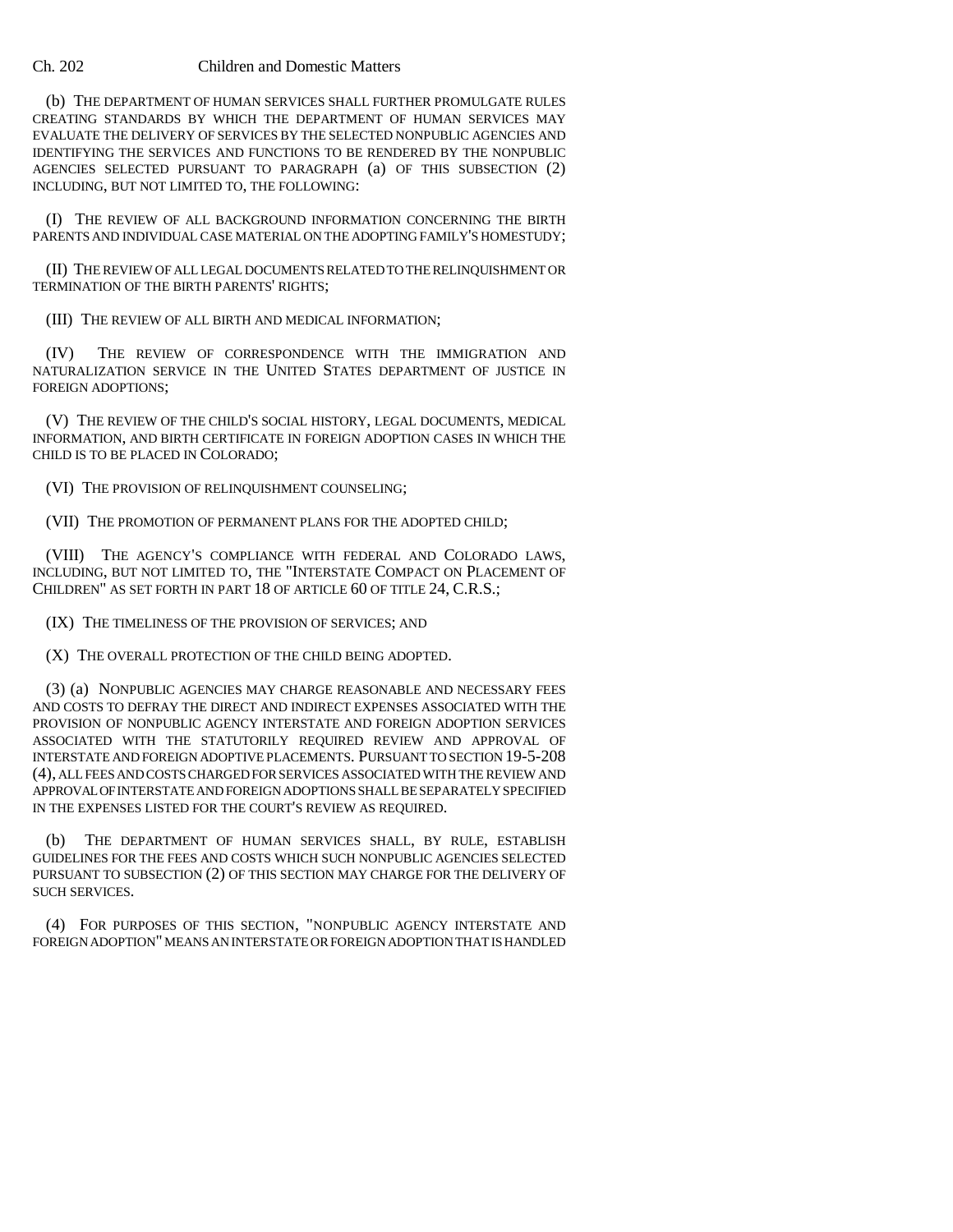(b) THE DEPARTMENT OF HUMAN SERVICES SHALL FURTHER PROMULGATE RULES CREATING STANDARDS BY WHICH THE DEPARTMENT OF HUMAN SERVICES MAY EVALUATE THE DELIVERY OF SERVICES BY THE SELECTED NONPUBLIC AGENCIES AND IDENTIFYING THE SERVICES AND FUNCTIONS TO BE RENDERED BY THE NONPUBLIC AGENCIES SELECTED PURSUANT TO PARAGRAPH (a) OF THIS SUBSECTION (2) INCLUDING, BUT NOT LIMITED TO, THE FOLLOWING:

(I) THE REVIEW OF ALL BACKGROUND INFORMATION CONCERNING THE BIRTH PARENTS AND INDIVIDUAL CASE MATERIAL ON THE ADOPTING FAMILY'S HOMESTUDY;

(II) THE REVIEW OF ALL LEGAL DOCUMENTS RELATED TO THE RELINQUISHMENT OR TERMINATION OF THE BIRTH PARENTS' RIGHTS;

(III) THE REVIEW OF ALL BIRTH AND MEDICAL INFORMATION;

(IV) THE REVIEW OF CORRESPONDENCE WITH THE IMMIGRATION AND NATURALIZATION SERVICE IN THE UNITED STATES DEPARTMENT OF JUSTICE IN FOREIGN ADOPTIONS;

(V) THE REVIEW OF THE CHILD'S SOCIAL HISTORY, LEGAL DOCUMENTS, MEDICAL INFORMATION, AND BIRTH CERTIFICATE IN FOREIGN ADOPTION CASES IN WHICH THE CHILD IS TO BE PLACED IN COLORADO;

(VI) THE PROVISION OF RELINQUISHMENT COUNSELING;

(VII) THE PROMOTION OF PERMANENT PLANS FOR THE ADOPTED CHILD;

(VIII) THE AGENCY'S COMPLIANCE WITH FEDERAL AND COLORADO LAWS, INCLUDING, BUT NOT LIMITED TO, THE "INTERSTATE COMPACT ON PLACEMENT OF CHILDREN" AS SET FORTH IN PART 18 OF ARTICLE 60 OF TITLE 24, C.R.S.;

(IX) THE TIMELINESS OF THE PROVISION OF SERVICES; AND

(X) THE OVERALL PROTECTION OF THE CHILD BEING ADOPTED.

(3) (a) NONPUBLIC AGENCIES MAY CHARGE REASONABLE AND NECESSARY FEES AND COSTS TO DEFRAY THE DIRECT AND INDIRECT EXPENSES ASSOCIATED WITH THE PROVISION OF NONPUBLIC AGENCY INTERSTATE AND FOREIGN ADOPTION SERVICES ASSOCIATED WITH THE STATUTORILY REQUIRED REVIEW AND APPROVAL OF INTERSTATE AND FOREIGN ADOPTIVE PLACEMENTS. PURSUANT TO SECTION 19-5-208 (4), ALL FEES AND COSTS CHARGED FOR SERVICES ASSOCIATED WITH THE REVIEW AND APPROVAL OF INTERSTATE AND FOREIGN ADOPTIONS SHALL BE SEPARATELY SPECIFIED IN THE EXPENSES LISTED FOR THE COURT'S REVIEW AS REQUIRED.

(b) THE DEPARTMENT OF HUMAN SERVICES SHALL, BY RULE, ESTABLISH GUIDELINES FOR THE FEES AND COSTS WHICH SUCH NONPUBLIC AGENCIES SELECTED PURSUANT TO SUBSECTION (2) OF THIS SECTION MAY CHARGE FOR THE DELIVERY OF SUCH SERVICES.

(4) FOR PURPOSES OF THIS SECTION, "NONPUBLIC AGENCY INTERSTATE AND FOREIGN ADOPTION" MEANS AN INTERSTATE OR FOREIGN ADOPTION THAT IS HANDLED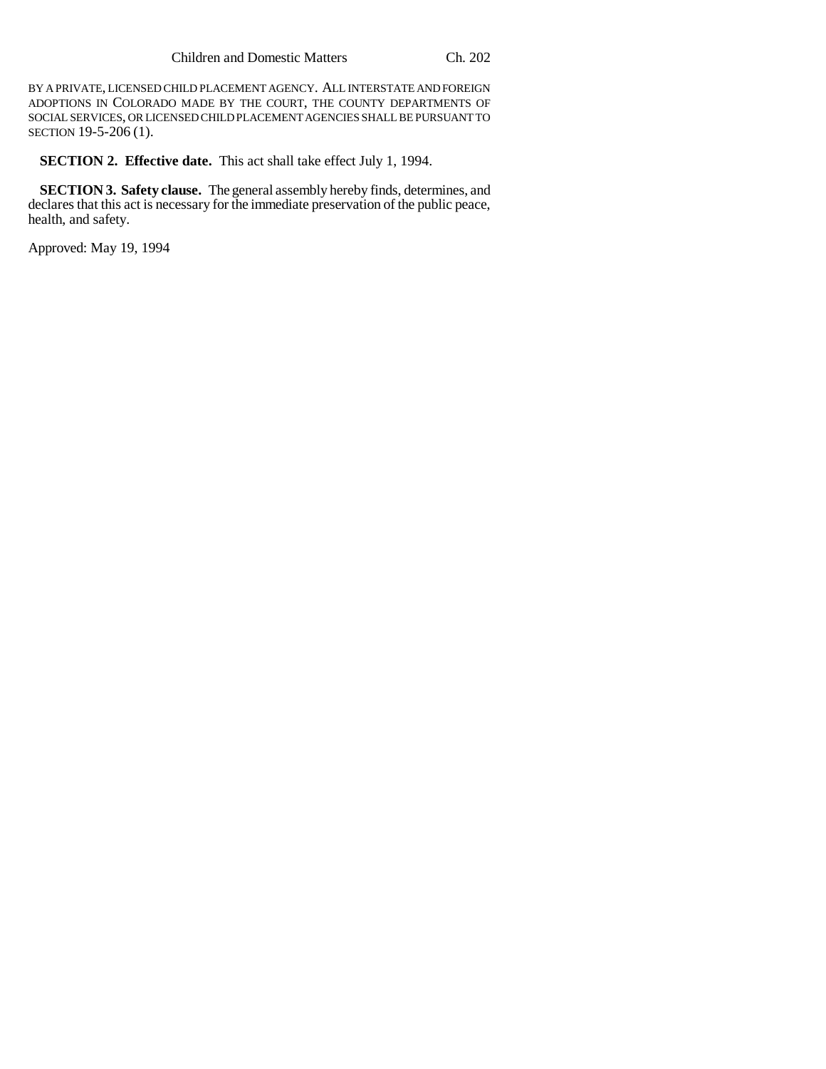BY A PRIVATE, LICENSED CHILD PLACEMENT AGENCY. ALL INTERSTATE AND FOREIGN ADOPTIONS IN COLORADO MADE BY THE COURT, THE COUNTY DEPARTMENTS OF SOCIAL SERVICES, OR LICENSED CHILD PLACEMENT AGENCIES SHALL BE PURSUANT TO SECTION 19-5-206 (1).

**SECTION 2. Effective date.** This act shall take effect July 1, 1994.

**SECTION 3. Safety clause.** The general assembly hereby finds, determines, and declares that this act is necessary for the immediate preservation of the public peace, health, and safety.

Approved: May 19, 1994